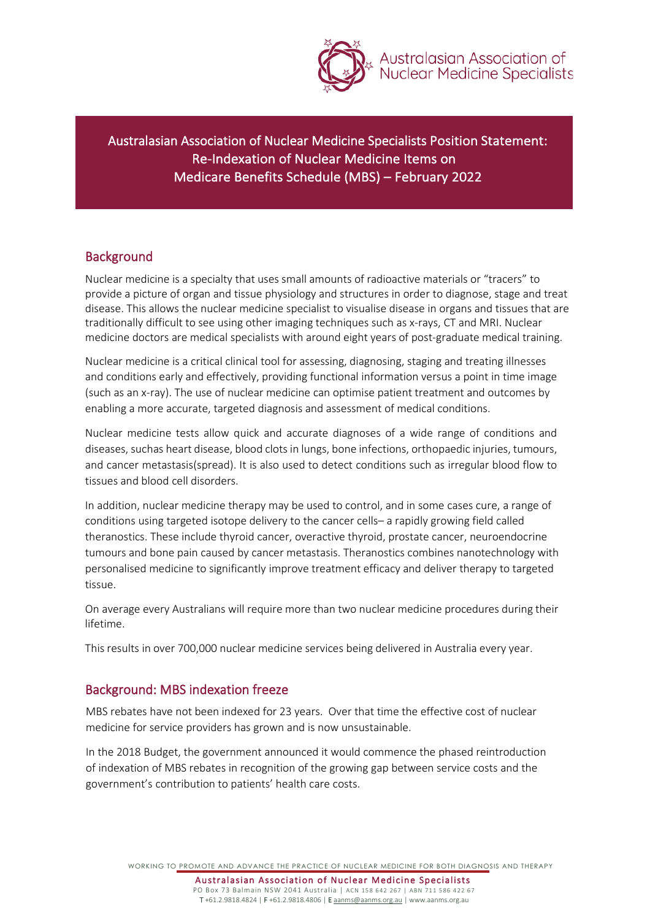# Australasian Association of Nuclear Medicine Specialists Position Statement: Re-Indexation of Nuclear Medicine Items on Medicare Benefits Schedule (MBS) – February 2022

## Background

Nuclear medicine is a specialty that uses small amounts of radioactive materials or "tracers" to provide a picture of organ and tissue physiology and structures in order to diagnose, stage and treat disease. This allows the nuclear medicine specialist to visualise disease in organs and tissues that are traditionally difficult to see using other imaging techniques such as x-rays, CT and MRI. Nuclear medicine doctors are medical specialists with around eight years of post-graduate medical training.

Nuclear medicine is a critical clinical tool for assessing, diagnosing, staging and treating illnesses and conditions early and effectively, providing functional information versus a point in time image (such as an x-ray). The use of nuclear medicine can optimise patient treatment and outcomes by enabling a more accurate, targeted diagnosis and assessment of medical conditions.

Nuclear medicine tests allow quick and accurate diagnoses of a wide range of conditions and diseases, suchas heart disease, blood clots in lungs, bone infections, orthopaedic injuries, tumours, and cancer metastasis(spread). It is also used to detect conditions such as irregular blood flow to tissues and blood cell disorders.

In addition, nuclear medicine therapy may be used to control, and in some cases cure, a range of conditions using targeted isotope delivery to the cancer cells– a rapidly growing field called theranostics. These include thyroid cancer, overactive thyroid, prostate cancer, neuroendocrine tumours and bone pain caused by cancer metastasis. Theranostics combines nanotechnology with personalised medicine to significantly improve treatment efficacy and deliver therapy to targeted tissue.

On average every Australians will require more than two nuclear medicine procedures during their lifetime.

This results in over 700,000 nuclear medicine services being delivered in Australia every year.

## Background: MBS indexation freeze

MBS rebates have not been indexed for 23 years. Over that time the effective cost of nuclear medicine for service providers has grown and is now unsustainable.

In the 2018 Budget, the government announced it would commence the phased reintroduction of indexation of MBS rebates in recognition of the growing gap between service costs and the government's contribution to patients' health care costs.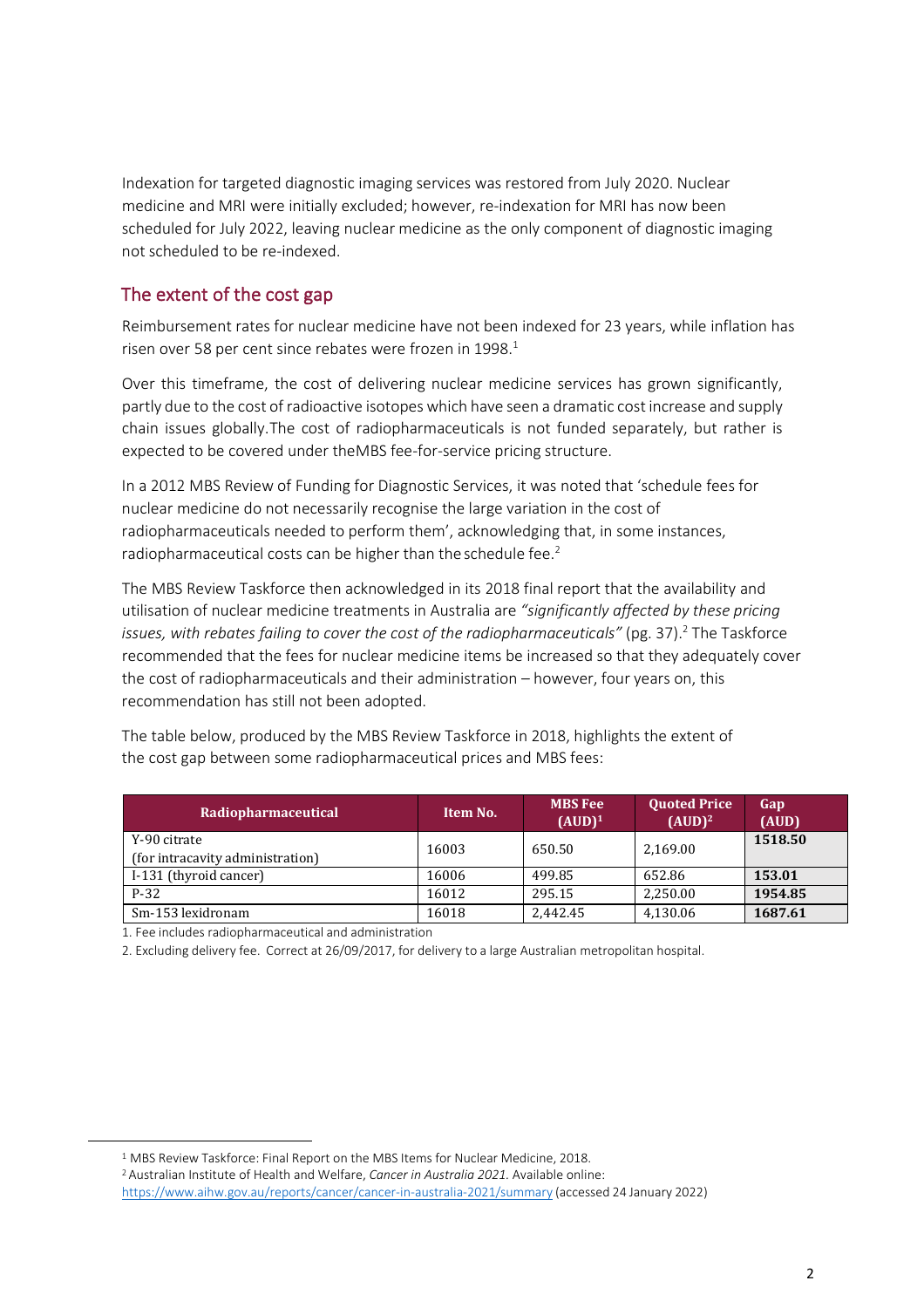Indexation for targeted diagnostic imaging services was restored from July 2020. Nuclear medicine and MRI were initially excluded; however, re-indexation for MRI has now been scheduled for July 2022, leaving nuclear medicine as the only component of diagnostic imaging not scheduled to be re-indexed.

## The extent of the cost gap

Reimbursement rates for nuclear medicine have not been indexed for 23 years, while inflation has risen over 58 per cent since rebates were frozen in 1998.[1]

Over this timeframe, the cost of delivering nuclear medicine services has grown significantly, partly due to the cost of radioactive isotopes which have seen a dramatic cost increase and supply chain issues globally.The cost of radiopharmaceuticals is not funded separately, but rather is expected to be covered under theMBS fee-for-service pricing structure.

In a 2012 MBS Review of Funding for Diagnostic Services, it was noted that 'schedule fees for nuclear medicine do not necessarily recognise the large variation in the cost of radiopharmaceuticals needed to perform them', acknowledging that, in some instances, radiopharmaceutical costs can be higher than the schedule fee.[2]

The MBS Review Taskforce then acknowledged in its 2018 final report that the availability and utilisation of nuclear medicine treatments in Australia are *"significantly affected by these pricing issues, with rebates failing to cover the cost of the radiopharmaceuticals"* (pg. 37).[2] The Taskforce recommended that the fees for nuclear medicine items be increased so that they adequately cover the cost of radiopharmaceuticals and their administration – however, four years on, this recommendation has still not been adopted.

The table below, produced by the MBS Review Taskforce in 2018, highlights the extent of the cost gap between some radiopharmaceutical prices and MBS fees:

| Radiopharmaceutical | Item No. | MBS Fee (AUD)[1] | Quoted Price (AUD)[2] | Gap (AUD) |
|---|---|---|---|---|
| Y-90 citrate (for intracavity administration) | 16003 | 650.50 | 2,169.00 | **1518.50** |
| I-131 (thyroid cancer) | 16006 | 499.85 | 652.86 | **153.01** |
| P-32 | 16012 | 295.15 | 2,250.00 | **1954.85** |
| Sm-153 lexidronam | 16018 | 2,442.45 | 4,130.06 | **1687.61** |

1. Fee includes radiopharmaceutical and administration

2. Excluding delivery fee. Correct at 26/09/2017, for delivery to a large Australian metropolitan hospital.

---

[1] MBS Review Taskforce: Final Report on the MBS Items for Nuclear Medicine, 2018.

[2] Australian Institute of Health and Welfare, *Cancer in Australia 2021.* Available online: https://www.aihw.gov.au/reports/cancer/cancer-in-australia-2021/summary (accessed 24 January 2022)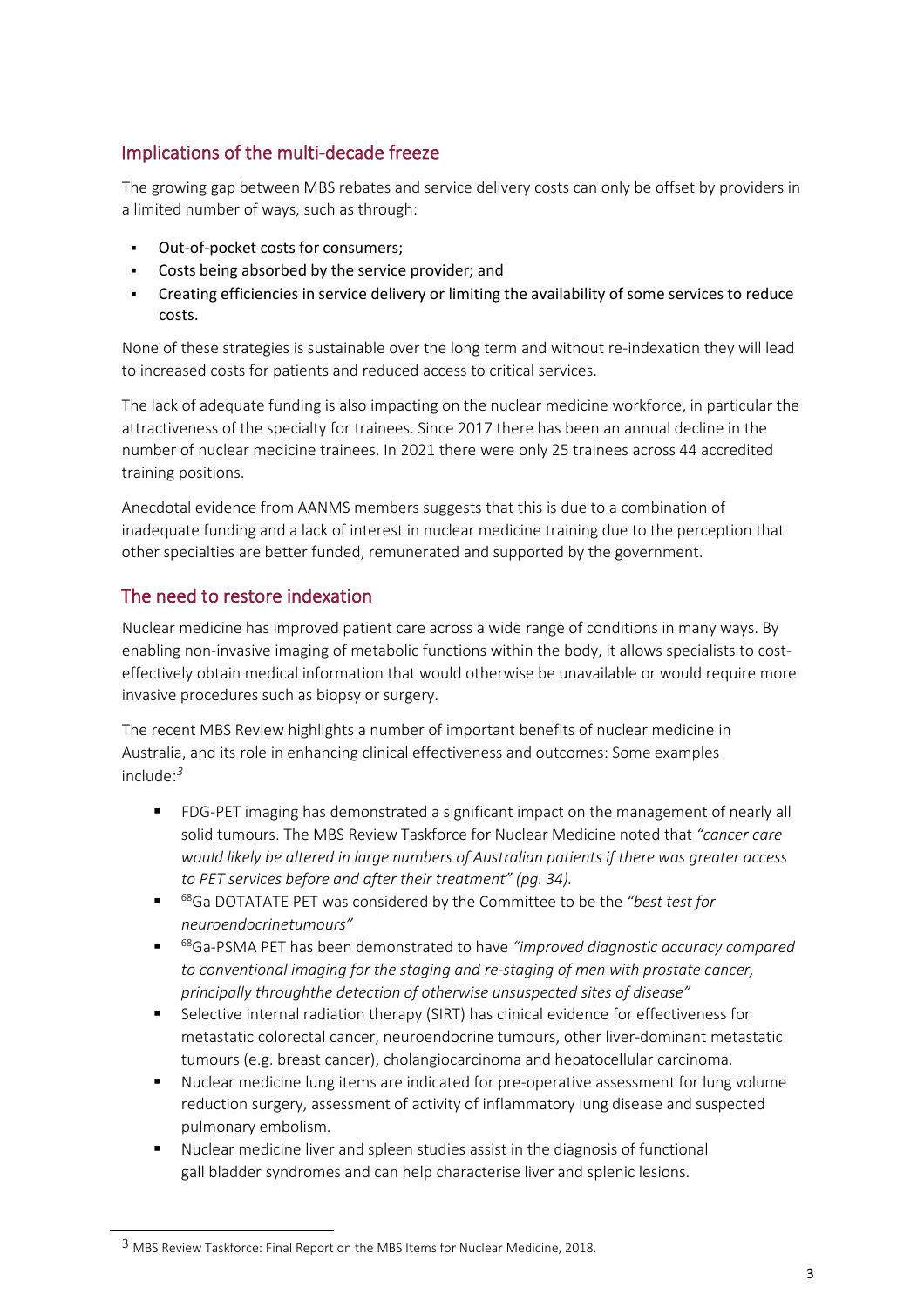## Implications of the multi-decade freeze

The growing gap between MBS rebates and service delivery costs can only be offset by providers in a limited number of ways, such as through:

- Out-of-pocket costs for consumers;
- Costs being absorbed by the service provider; and
- Creating efficiencies in service delivery or limiting the availability of some services to reduce costs.

None of these strategies is sustainable over the long term and without re-indexation they will lead to increased costs for patients and reduced access to critical services.

The lack of adequate funding is also impacting on the nuclear medicine workforce, in particular the attractiveness of the specialty for trainees. Since 2017 there has been an annual decline in the number of nuclear medicine trainees. In 2021 there were only 25 trainees across 44 accredited training positions.

Anecdotal evidence from AANMS members suggests that this is due to a combination of inadequate funding and a lack of interest in nuclear medicine training due to the perception that other specialties are better funded, remunerated and supported by the government.

## The need to restore indexation

Nuclear medicine has improved patient care across a wide range of conditions in many ways. By enabling non-invasive imaging of metabolic functions within the body, it allows specialists to cost-effectively obtain medical information that would otherwise be unavailable or would require more invasive procedures such as biopsy or surgery.

The recent MBS Review highlights a number of important benefits of nuclear medicine in Australia, and its role in enhancing clinical effectiveness and outcomes: Some examples include:[3]

- FDG-PET imaging has demonstrated a significant impact on the management of nearly all solid tumours. The MBS Review Taskforce for Nuclear Medicine noted that *"cancer care would likely be altered in large numbers of Australian patients if there was greater access to PET services before and after their treatment" (pg. 34).*
- $^{68}$Ga DOTATATE PET was considered by the Committee to be the *"best test for neuroendocrinetumours"*
- $^{68}$Ga-PSMA PET has been demonstrated to have *"improved diagnostic accuracy compared to conventional imaging for the staging and re-staging of men with prostate cancer, principally throughthe detection of otherwise unsuspected sites of disease"*
- Selective internal radiation therapy (SIRT) has clinical evidence for effectiveness for metastatic colorectal cancer, neuroendocrine tumours, other liver-dominant metastatic tumours (e.g. breast cancer), cholangiocarcinoma and hepatocellular carcinoma.
- Nuclear medicine lung items are indicated for pre-operative assessment for lung volume reduction surgery, assessment of activity of inflammatory lung disease and suspected pulmonary embolism.
- Nuclear medicine liver and spleen studies assist in the diagnosis of functional gall bladder syndromes and can help characterise liver and splenic lesions.

[3] MBS Review Taskforce: Final Report on the MBS Items for Nuclear Medicine, 2018.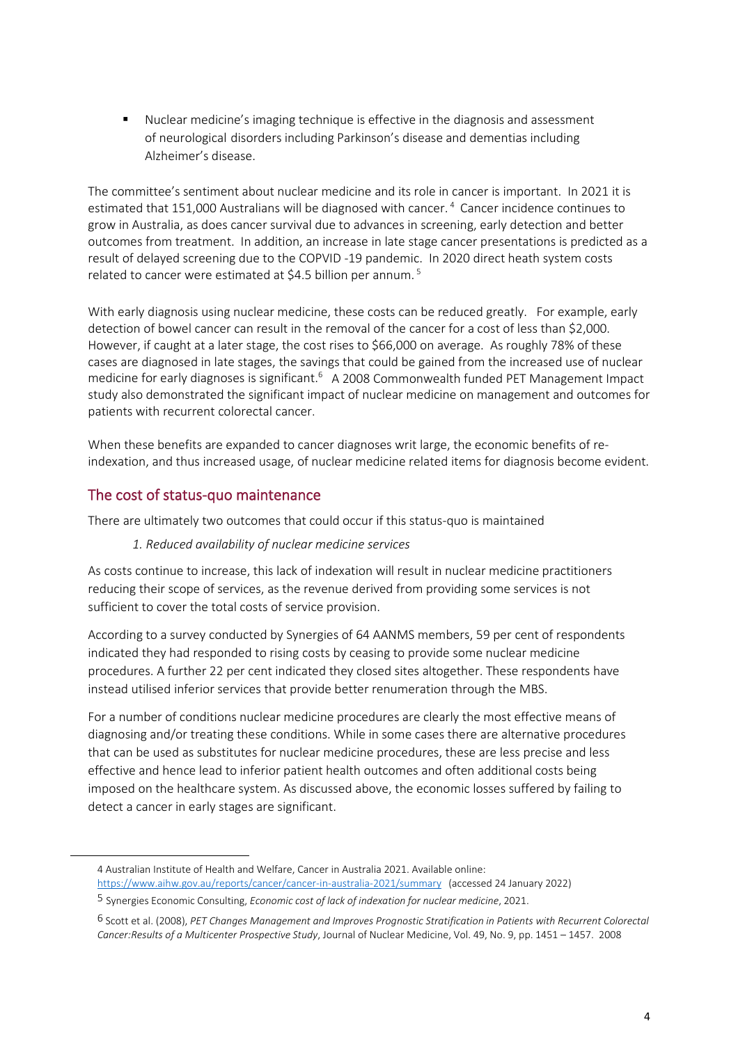- Nuclear medicine's imaging technique is effective in the diagnosis and assessment of neurological disorders including Parkinson's disease and dementias including Alzheimer's disease.

The committee's sentiment about nuclear medicine and its role in cancer is important. In 2021 it is estimated that 151,000 Australians will be diagnosed with cancer.[4] Cancer incidence continues to grow in Australia, as does cancer survival due to advances in screening, early detection and better outcomes from treatment. In addition, an increase in late stage cancer presentations is predicted as a result of delayed screening due to the COPVID -19 pandemic. In 2020 direct heath system costs related to cancer were estimated at $4.5 billion per annum.[5]

With early diagnosis using nuclear medicine, these costs can be reduced greatly. For example, early detection of bowel cancer can result in the removal of the cancer for a cost of less than $2,000. However, if caught at a later stage, the cost rises to $66,000 on average. As roughly 78% of these cases are diagnosed in late stages, the savings that could be gained from the increased use of nuclear medicine for early diagnoses is significant.[6] A 2008 Commonwealth funded PET Management Impact study also demonstrated the significant impact of nuclear medicine on management and outcomes for patients with recurrent colorectal cancer.

When these benefits are expanded to cancer diagnoses writ large, the economic benefits of re-indexation, and thus increased usage, of nuclear medicine related items for diagnosis become evident.

## The cost of status-quo maintenance

There are ultimately two outcomes that could occur if this status-quo is maintained

*1. Reduced availability of nuclear medicine services*

As costs continue to increase, this lack of indexation will result in nuclear medicine practitioners reducing their scope of services, as the revenue derived from providing some services is not sufficient to cover the total costs of service provision.

According to a survey conducted by Synergies of 64 AANMS members, 59 per cent of respondents indicated they had responded to rising costs by ceasing to provide some nuclear medicine procedures. A further 22 per cent indicated they closed sites altogether. These respondents have instead utilised inferior services that provide better renumeration through the MBS.

For a number of conditions nuclear medicine procedures are clearly the most effective means of diagnosing and/or treating these conditions. While in some cases there are alternative procedures that can be used as substitutes for nuclear medicine procedures, these are less precise and less effective and hence lead to inferior patient health outcomes and often additional costs being imposed on the healthcare system. As discussed above, the economic losses suffered by failing to detect a cancer in early stages are significant.

---

[4] Australian Institute of Health and Welfare, Cancer in Australia 2021. Available online: https://www.aihw.gov.au/reports/cancer/cancer-in-australia-2021/summary (accessed 24 January 2022)

[5] Synergies Economic Consulting, *Economic cost of lack of indexation for nuclear medicine*, 2021.

[6] Scott et al. (2008), *PET Changes Management and Improves Prognostic Stratification in Patients with Recurrent Colorectal Cancer:Results of a Multicenter Prospective Study*, Journal of Nuclear Medicine, Vol. 49, No. 9, pp. 1451 – 1457. 2008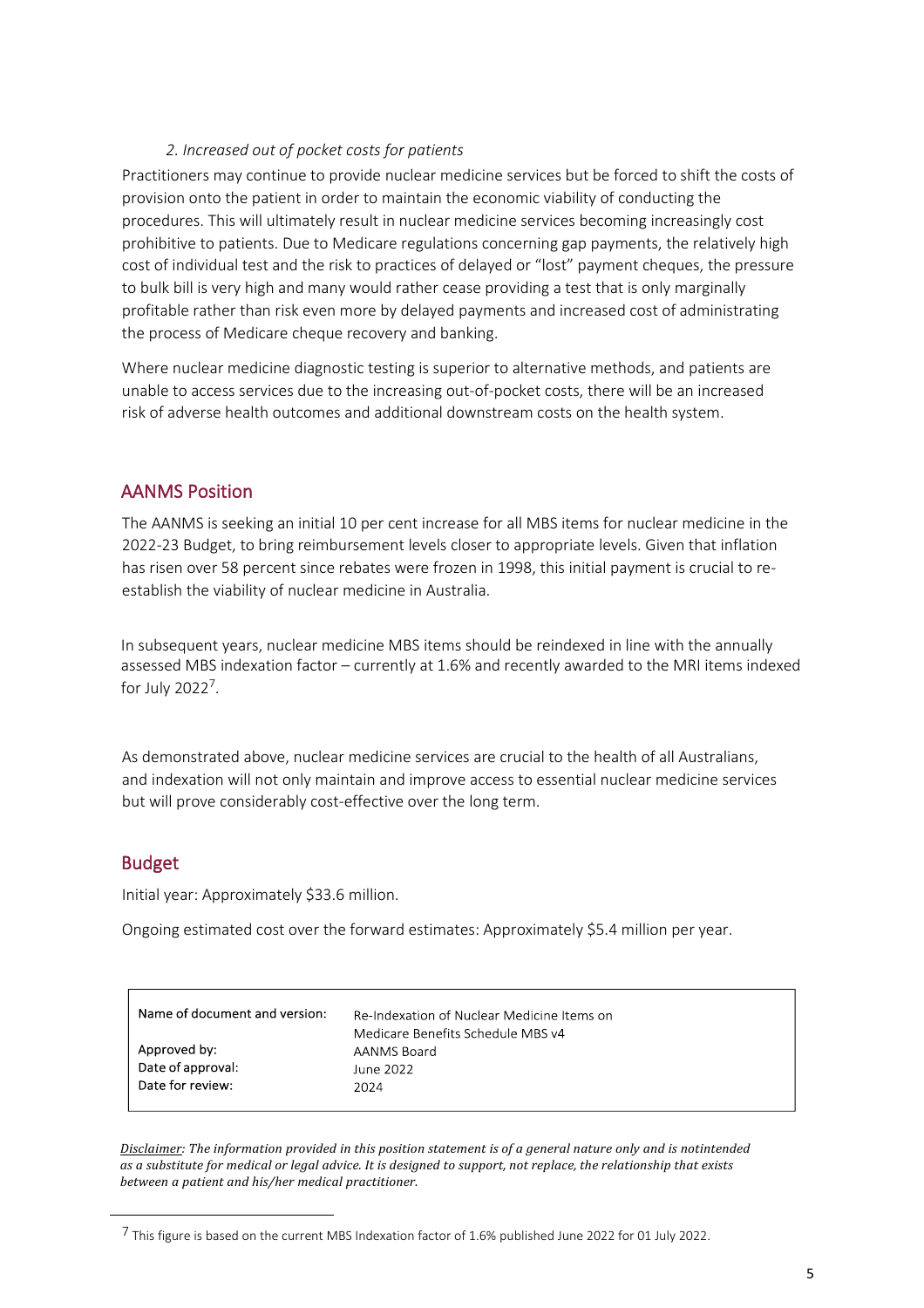*2. Increased out of pocket costs for patients*

Practitioners may continue to provide nuclear medicine services but be forced to shift the costs of provision onto the patient in order to maintain the economic viability of conducting the procedures. This will ultimately result in nuclear medicine services becoming increasingly cost prohibitive to patients. Due to Medicare regulations concerning gap payments, the relatively high cost of individual test and the risk to practices of delayed or "lost" payment cheques, the pressure to bulk bill is very high and many would rather cease providing a test that is only marginally profitable rather than risk even more by delayed payments and increased cost of administrating the process of Medicare cheque recovery and banking.

Where nuclear medicine diagnostic testing is superior to alternative methods, and patients are unable to access services due to the increasing out-of-pocket costs, there will be an increased risk of adverse health outcomes and additional downstream costs on the health system.

## AANMS Position

The AANMS is seeking an initial 10 per cent increase for all MBS items for nuclear medicine in the 2022-23 Budget, to bring reimbursement levels closer to appropriate levels. Given that inflation has risen over 58 percent since rebates were frozen in 1998, this initial payment is crucial to re-establish the viability of nuclear medicine in Australia.

In subsequent years, nuclear medicine MBS items should be reindexed in line with the annually assessed MBS indexation factor – currently at 1.6% and recently awarded to the MRI items indexed for July 2022[7].

As demonstrated above, nuclear medicine services are crucial to the health of all Australians, and indexation will not only maintain and improve access to essential nuclear medicine services but will prove considerably cost-effective over the long term.

## Budget

Initial year: Approximately $33.6 million.

Ongoing estimated cost over the forward estimates: Approximately $5.4 million per year.

| | |
|---|---|
| Name of document and version: | Re-Indexation of Nuclear Medicine Items on Medicare Benefits Schedule MBS v4 |
| Approved by: | AANMS Board |
| Date of approval: | June 2022 |
| Date for review: | 2024 |

*Disclaimer: The information provided in this position statement is of a general nature only and is notintended as a substitute for medical or legal advice. It is designed to support, not replace, the relationship that exists between a patient and his/her medical practitioner.*

[7] This figure is based on the current MBS Indexation factor of 1.6% published June 2022 for 01 July 2022.